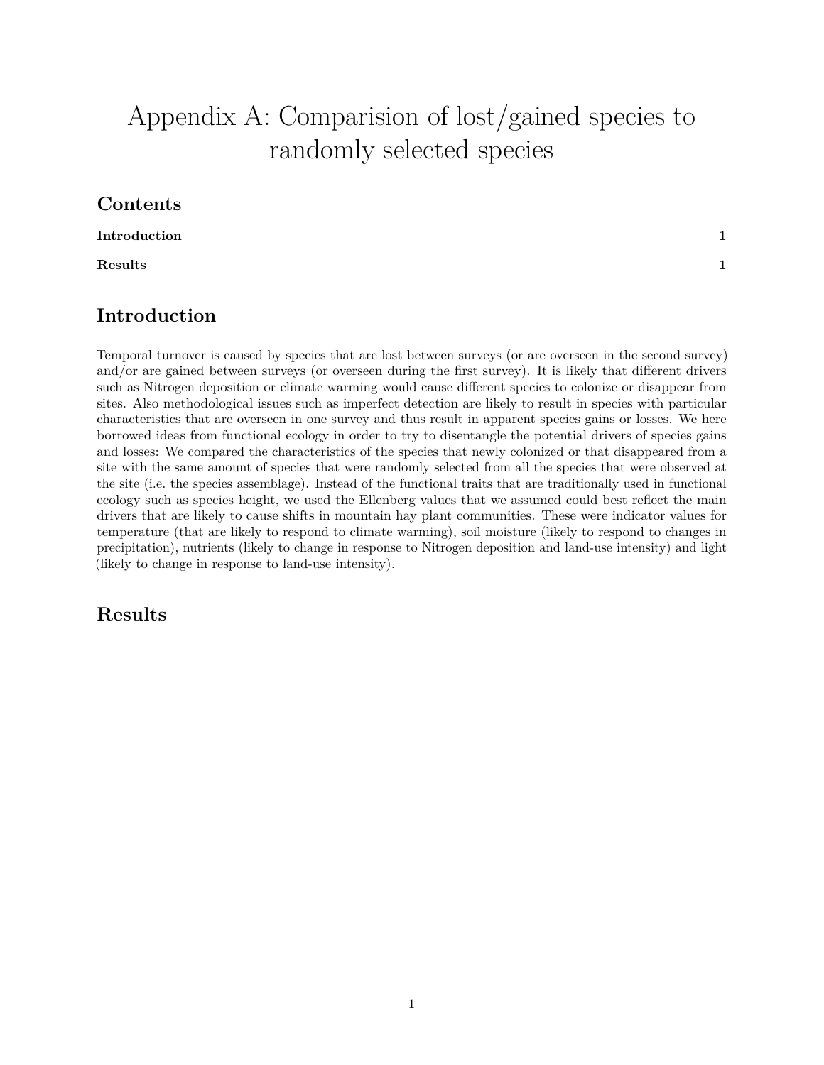# Appendix A: Comparision of lost/gained species to randomly selected species

## Contents

**Introduction** **1**

**Results** **1**

## Introduction

Temporal turnover is caused by species that are lost between surveys (or are overseen in the second survey) and/or are gained between surveys (or overseen during the first survey). It is likely that different drivers such as Nitrogen deposition or climate warming would cause different species to colonize or disappear from sites. Also methodological issues such as imperfect detection are likely to result in species with particular characteristics that are overseen in one survey and thus result in apparent species gains or losses. We here borrowed ideas from functional ecology in order to try to disentangle the potential drivers of species gains and losses: We compared the characteristics of the species that newly colonized or that disappeared from a site with the same amount of species that were randomly selected from all the species that were observed at the site (i.e. the species assemblage). Instead of the functional traits that are traditionally used in functional ecology such as species height, we used the Ellenberg values that we assumed could best reflect the main drivers that are likely to cause shifts in mountain hay plant communities. These were indicator values for temperature (that are likely to respond to climate warming), soil moisture (likely to respond to changes in precipitation), nutrients (likely to change in response to Nitrogen deposition and land-use intensity) and light (likely to change in response to land-use intensity).

## Results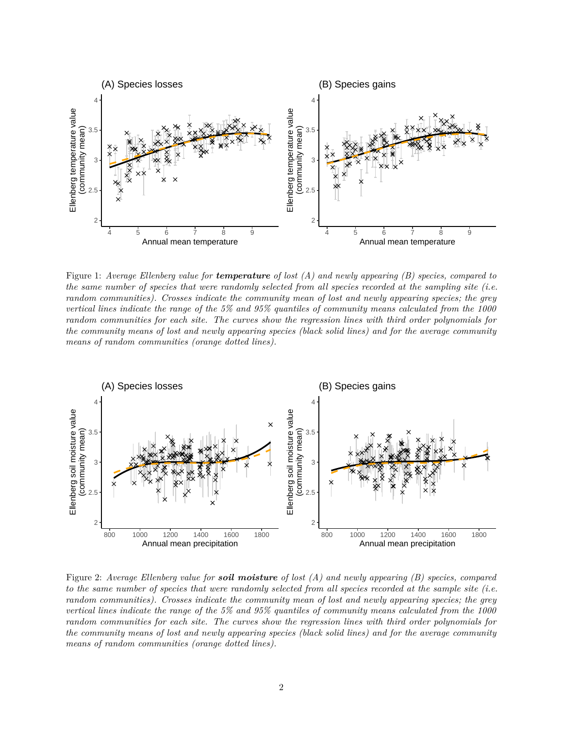Figure 1: *Average Ellenberg value for* ***temperature*** *of lost (A) and newly appearing (B) species, compared to the same number of species that were randomly selected from all species recorded at the sampling site (i.e. random communities). Crosses indicate the community mean of lost and newly appearing species; the grey vertical lines indicate the range of the 5% and 95% quantiles of community means calculated from the 1000 random communities for each site. The curves show the regression lines with third order polynomials for the community means of lost and newly appearing species (black solid lines) and for the average community means of random communities (orange dotted lines).*

Figure 2: *Average Ellenberg value for* ***soil moisture*** *of lost (A) and newly appearing (B) species, compared to the same number of species that were randomly selected from all species recorded at the sample site (i.e. random communities). Crosses indicate the community mean of lost and newly appearing species; the grey vertical lines indicate the range of the 5% and 95% quantiles of community means calculated from the 1000 random communities for each site. The curves show the regression lines with third order polynomials for the community means of lost and newly appearing species (black solid lines) and for the average community means of random communities (orange dotted lines).*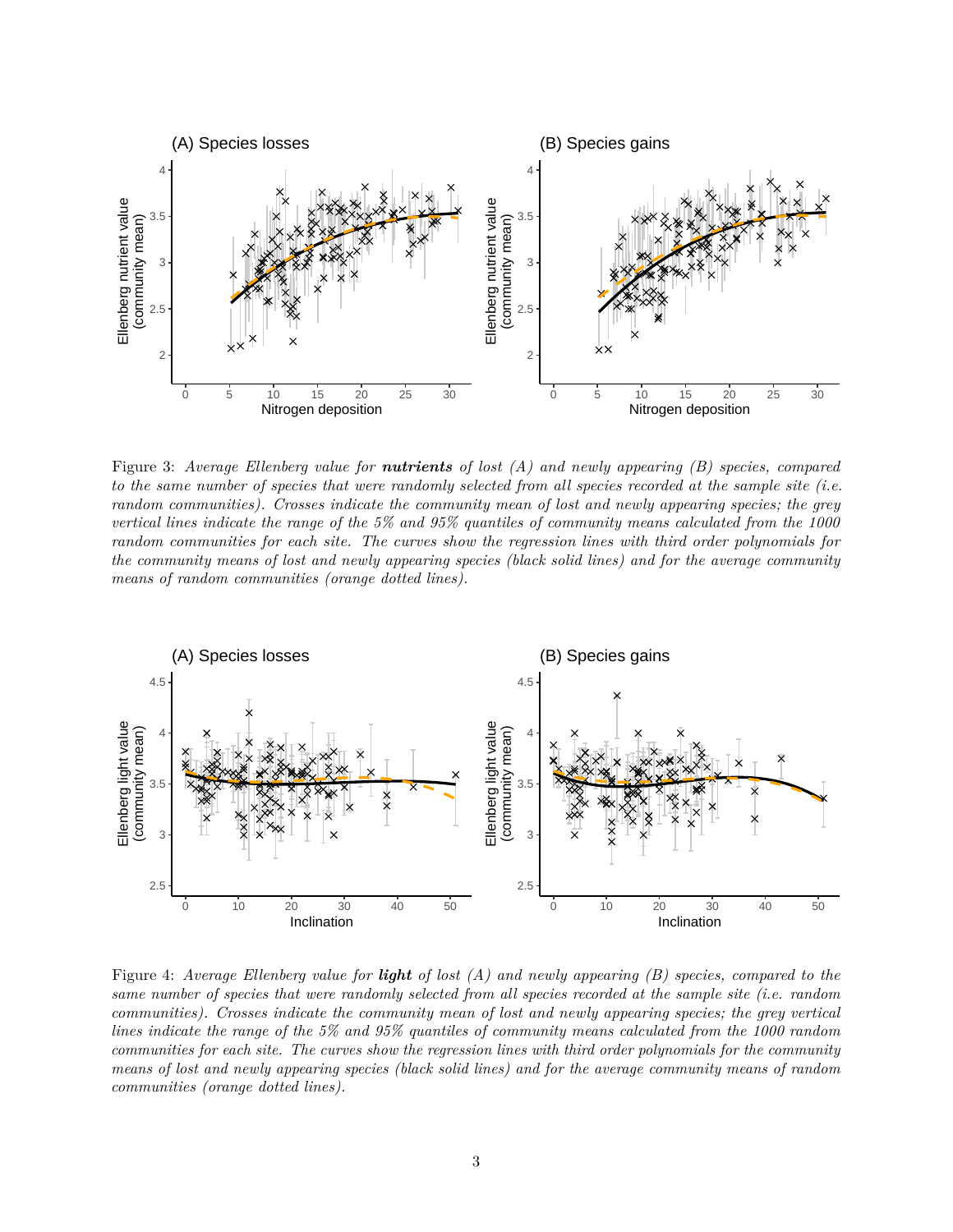(A) Species losses

Ellenberg nutrient value (community mean)

4
3.5
3
2.5
2

0 5 10 15 20 25 30

Nitrogen deposition

(B) Species gains

Ellenberg nutrient value (community mean)

4
3.5
3
2.5
2

0 5 10 15 20 25 30

Nitrogen deposition

Figure 3: *Average Ellenberg value for **nutrients** of lost (A) and newly appearing (B) species, compared to the same number of species that were randomly selected from all species recorded at the sample site (i.e. random communities). Crosses indicate the community mean of lost and newly appearing species; the grey vertical lines indicate the range of the 5% and 95% quantiles of community means calculated from the 1000 random communities for each site. The curves show the regression lines with third order polynomials for the community means of lost and newly appearing species (black solid lines) and for the average community means of random communities (orange dotted lines).*

(A) Species losses

Ellenberg light value (community mean)

4.5
4
3.5
3
2.5

0 10 20 30 40 50

Inclination

(B) Species gains

Ellenberg light value (community mean)

4.5
4
3.5
3
2.5

0 10 20 30 40 50

Inclination

Figure 4: *Average Ellenberg value for **light** of lost (A) and newly appearing (B) species, compared to the same number of species that were randomly selected from all species recorded at the sample site (i.e. random communities). Crosses indicate the community mean of lost and newly appearing species; the grey vertical lines indicate the range of the 5% and 95% quantiles of community means calculated from the 1000 random communities for each site. The curves show the regression lines with third order polynomials for the community means of lost and newly appearing species (black solid lines) and for the average community means of random communities (orange dotted lines).*